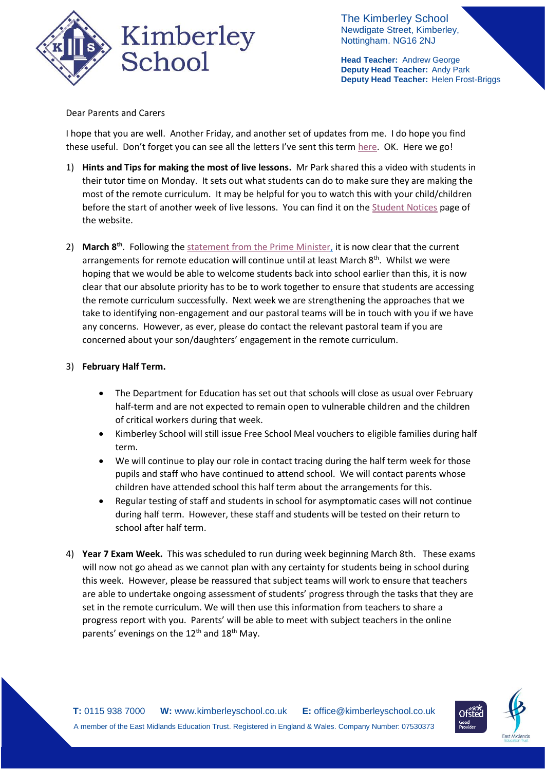# Kimberley School

The Kimberley School
Newdigate Street, Kimberley,
Nottingham. NG16 2NJ

**Head Teacher:** Andrew George
**Deputy Head Teacher:** Andy Park
**Deputy Head Teacher:** Helen Frost-Briggs

Dear Parents and Carers

I hope that you are well. Another Friday, and another set of updates from me. I do hope you find these useful. Don't forget you can see all the letters I've sent this term here. OK. Here we go!

1) **Hints and Tips for making the most of live lessons.** Mr Park shared this a video with students in their tutor time on Monday. It sets out what students can do to make sure they are making the most of the remote curriculum. It may be helpful for you to watch this with your child/children before the start of another week of live lessons. You can find it on the Student Notices page of the website.

2) **March 8th**. Following the statement from the Prime Minister, it is now clear that the current arrangements for remote education will continue until at least March 8th. Whilst we were hoping that we would be able to welcome students back into school earlier than this, it is now clear that our absolute priority has to be to work together to ensure that students are accessing the remote curriculum successfully. Next week we are strengthening the approaches that we take to identifying non-engagement and our pastoral teams will be in touch with you if we have any concerns. However, as ever, please do contact the relevant pastoral team if you are concerned about your son/daughters' engagement in the remote curriculum.

3) **February Half Term.**

    - The Department for Education has set out that schools will close as usual over February half-term and are not expected to remain open to vulnerable children and the children of critical workers during that week.
    - Kimberley School will still issue Free School Meal vouchers to eligible families during half term.
    - We will continue to play our role in contact tracing during the half term week for those pupils and staff who have continued to attend school. We will contact parents whose children have attended school this half term about the arrangements for this.
    - Regular testing of staff and students in school for asymptomatic cases will not continue during half term. However, these staff and students will be tested on their return to school after half term.

4) **Year 7 Exam Week.** This was scheduled to run during week beginning March 8th. These exams will now not go ahead as we cannot plan with any certainty for students being in school during this week. However, please be reassured that subject teams will work to ensure that teachers are able to undertake ongoing assessment of students' progress through the tasks that they are set in the remote curriculum. We will then use this information from teachers to share a progress report with you. Parents' will be able to meet with subject teachers in the online parents' evenings on the 12th and 18th May.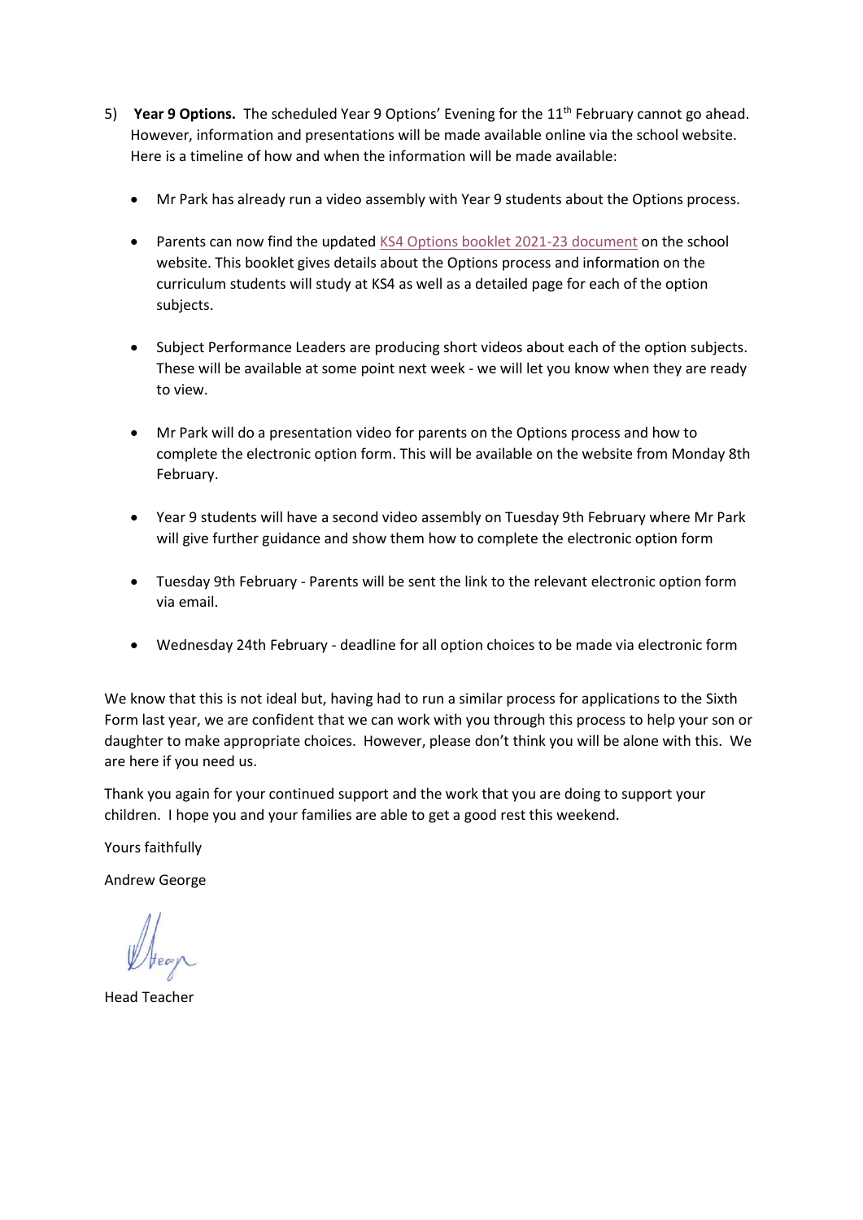5) **Year 9 Options.** The scheduled Year 9 Options' Evening for the 11th February cannot go ahead. However, information and presentations will be made available online via the school website. Here is a timeline of how and when the information will be made available:

- Mr Park has already run a video assembly with Year 9 students about the Options process.

- Parents can now find the updated KS4 Options booklet 2021-23 document on the school website. This booklet gives details about the Options process and information on the curriculum students will study at KS4 as well as a detailed page for each of the option subjects.

- Subject Performance Leaders are producing short videos about each of the option subjects. These will be available at some point next week - we will let you know when they are ready to view.

- Mr Park will do a presentation video for parents on the Options process and how to complete the electronic option form. This will be available on the website from Monday 8th February.

- Year 9 students will have a second video assembly on Tuesday 9th February where Mr Park will give further guidance and show them how to complete the electronic option form

- Tuesday 9th February - Parents will be sent the link to the relevant electronic option form via email.

- Wednesday 24th February - deadline for all option choices to be made via electronic form

We know that this is not ideal but, having had to run a similar process for applications to the Sixth Form last year, we are confident that we can work with you through this process to help your son or daughter to make appropriate choices. However, please don't think you will be alone with this. We are here if you need us.

Thank you again for your continued support and the work that you are doing to support your children. I hope you and your families are able to get a good rest this weekend.

Yours faithfully

Andrew George

Head Teacher